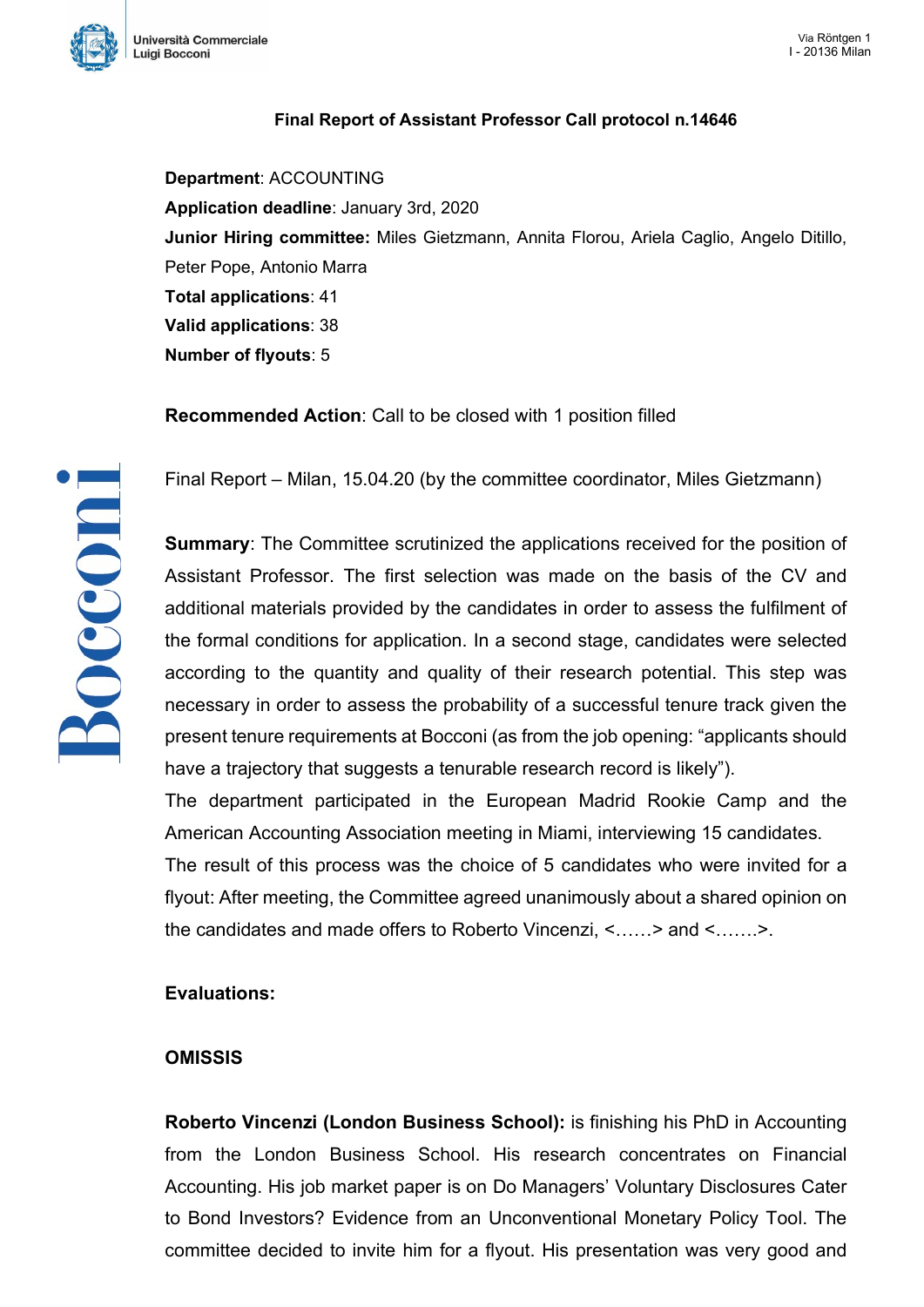**Final Report of Assistant Professor Call protocol n.14646**

**Department**: ACCOUNTING
**Application deadline**: January 3rd, 2020
**Junior Hiring committee:** Miles Gietzmann, Annita Florou, Ariela Caglio, Angelo Ditillo, Peter Pope, Antonio Marra
**Total applications**: 41
**Valid applications**: 38
**Number of flyouts**: 5

**Recommended Action**: Call to be closed with 1 position filled

Final Report – Milan, 15.04.20 (by the committee coordinator, Miles Gietzmann)

**Summary**: The Committee scrutinized the applications received for the position of Assistant Professor. The first selection was made on the basis of the CV and additional materials provided by the candidates in order to assess the fulfilment of the formal conditions for application. In a second stage, candidates were selected according to the quantity and quality of their research potential. This step was necessary in order to assess the probability of a successful tenure track given the present tenure requirements at Bocconi (as from the job opening: "applicants should have a trajectory that suggests a tenurable research record is likely").
The department participated in the European Madrid Rookie Camp and the American Accounting Association meeting in Miami, interviewing 15 candidates.
The result of this process was the choice of 5 candidates who were invited for a flyout: After meeting, the Committee agreed unanimously about a shared opinion on the candidates and made offers to Roberto Vincenzi, <……> and <…….>.

**Evaluations:**

**OMISSIS**

**Roberto Vincenzi (London Business School):** is finishing his PhD in Accounting from the London Business School. His research concentrates on Financial Accounting. His job market paper is on Do Managers' Voluntary Disclosures Cater to Bond Investors? Evidence from an Unconventional Monetary Policy Tool. The committee decided to invite him for a flyout. His presentation was very good and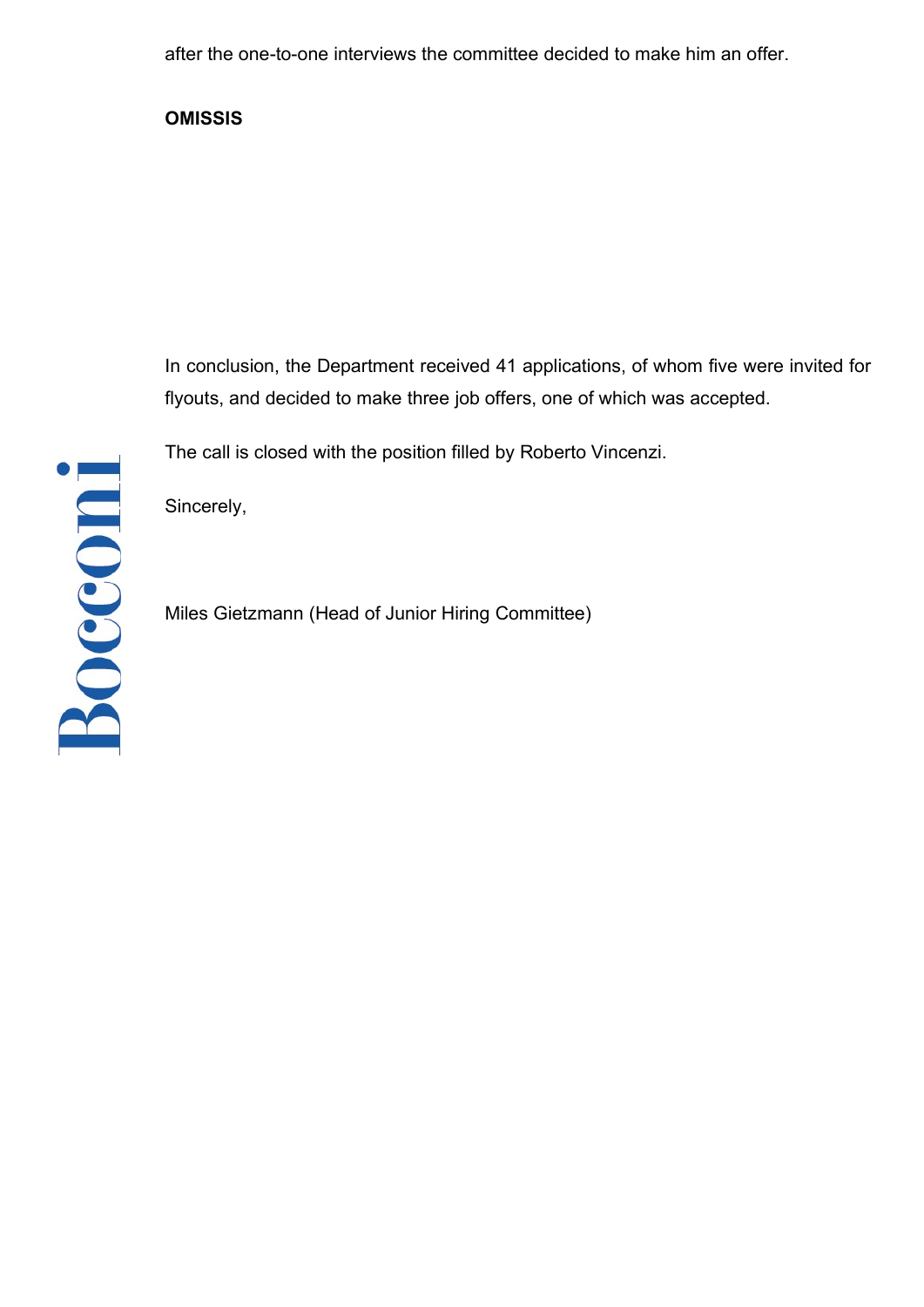after the one-to-one interviews the committee decided to make him an offer.

**OMISSIS**

In conclusion, the Department received 41 applications, of whom five were invited for flyouts, and decided to make three job offers, one of which was accepted.

The call is closed with the position filled by Roberto Vincenzi.

Sincerely,

Miles Gietzmann (Head of Junior Hiring Committee)